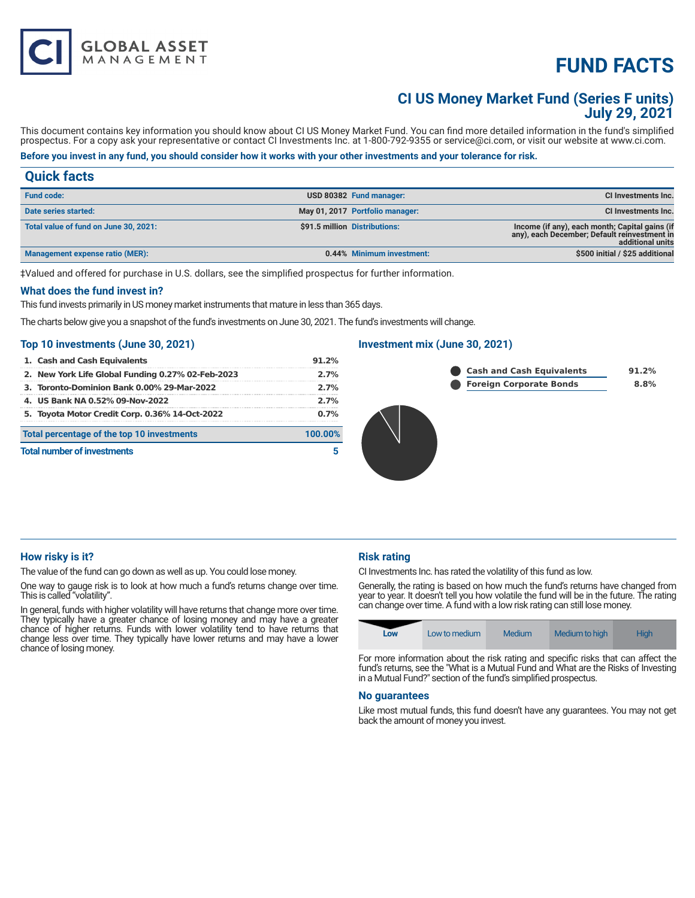# FUND FACTS

## CI US Money Market Fund (Series F units)
## July 29, 2021

This document contains key information you should know about CI US Money Market Fund. You can find more detailed information in the fund's simplified prospectus. For a copy ask your representative or contact CI Investments Inc. at 1-800-792-9355 or service@ci.com, or visit our website at www.ci.com.

**Before you invest in any fund, you should consider how it works with your other investments and your tolerance for risk.**

## Quick facts

| | | | |
|---|---|---|---|
| **Fund code:** | USD 80382 | **Fund manager:** | CI Investments Inc. |
| **Date series started:** | May 01, 2017 | **Portfolio manager:** | CI Investments Inc. |
| **Total value of fund on June 30, 2021:** | $91.5 million | **Distributions:** | Income (if any), each month; Capital gains (if any), each December; Default reinvestment in additional units |
| **Management expense ratio (MER):** | 0.44% | **Minimum investment:** | $500 initial / $25 additional |

‡Valued and offered for purchase in U.S. dollars, see the simplified prospectus for further information.

### What does the fund invest in?

This fund invests primarily in US money market instruments that mature in less than 365 days.

The charts below give you a snapshot of the fund's investments on June 30, 2021. The fund's investments will change.

### Top 10 investments (June 30, 2021)

| | |
|---|---|
| 1. Cash and Cash Equivalents | 91.2% |
| 2. New York Life Global Funding 0.27% 02-Feb-2023 | 2.7% |
| 3. Toronto-Dominion Bank 0.00% 29-Mar-2022 | 2.7% |
| 4. US Bank NA 0.52% 09-Nov-2022 | 2.7% |
| 5. Toyota Motor Credit Corp. 0.36% 14-Oct-2022 | 0.7% |
| **Total percentage of the top 10 investments** | **100.00%** |
| **Total number of investments** | **5** |

### Investment mix (June 30, 2021)

| | |
|---|---|
| Cash and Cash Equivalents | 91.2% |
| Foreign Corporate Bonds | 8.8% |

### How risky is it?

The value of the fund can go down as well as up. You could lose money.

One way to gauge risk is to look at how much a fund's returns change over time. This is called "volatility".

In general, funds with higher volatility will have returns that change more over time. They typically have a greater chance of losing money and may have a greater chance of higher returns. Funds with lower volatility tend to have returns that change less over time. They typically have lower returns and may have a lower chance of losing money.

### Risk rating

CI Investments Inc. has rated the volatility of this fund as low.

Generally, the rating is based on how much the fund's returns have changed from year to year. It doesn't tell you how volatile the fund will be in the future. The rating can change over time. A fund with a low risk rating can still lose money.

| **Low** | Low to medium | Medium | Medium to high | High |
|---|---|---|---|---|

For more information about the risk rating and specific risks that can affect the fund's returns, see the "What is a Mutual Fund and What are the Risks of Investing in a Mutual Fund?" section of the fund's simplified prospectus.

### No guarantees

Like most mutual funds, this fund doesn't have any guarantees. You may not get back the amount of money you invest.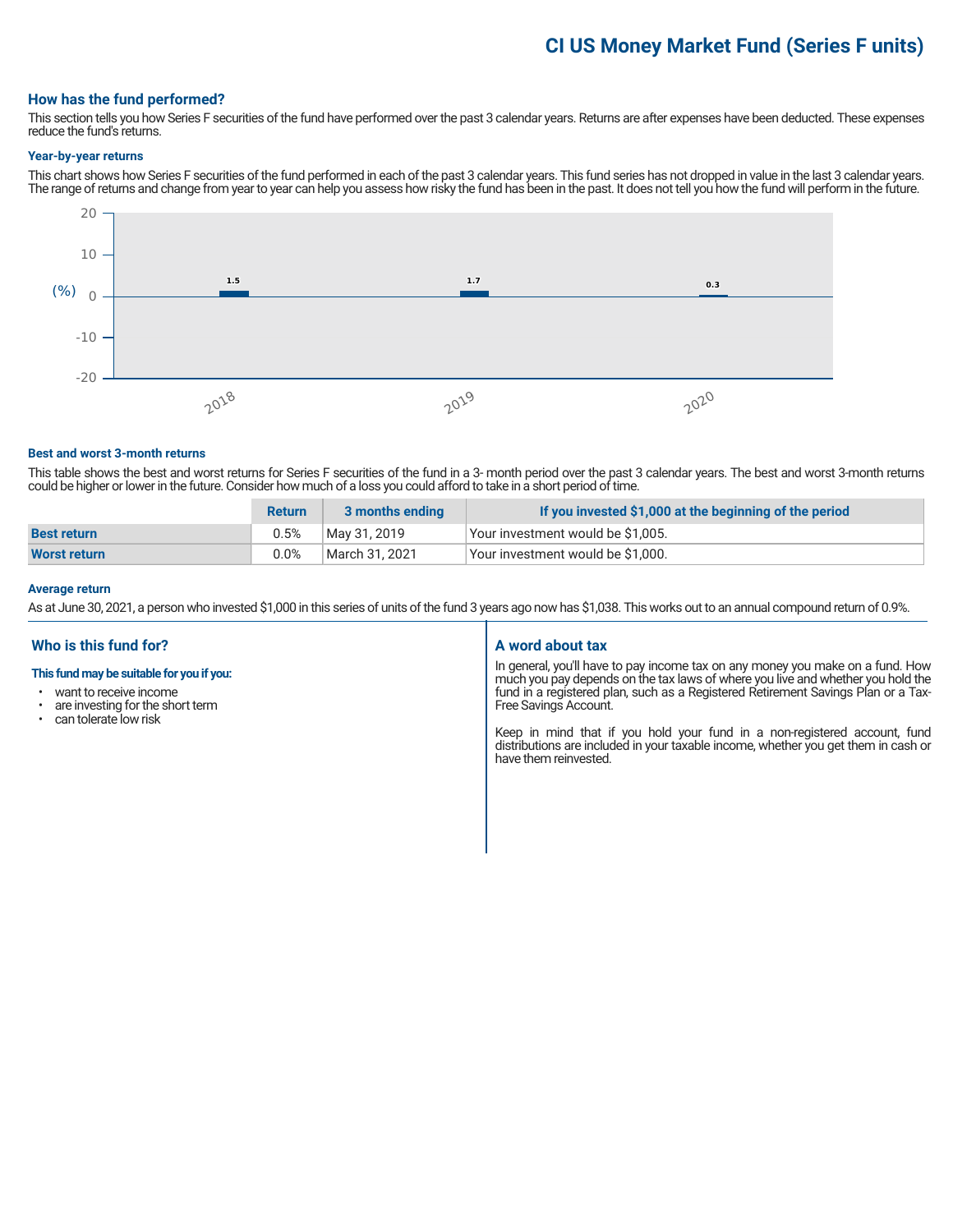# CI US Money Market Fund (Series F units)

## How has the fund performed?

This section tells you how Series F securities of the fund have performed over the past 3 calendar years. Returns are after expenses have been deducted. These expenses reduce the fund's returns.

### Year-by-year returns

This chart shows how Series F securities of the fund performed in each of the past 3 calendar years. This fund series has not dropped in value in the last 3 calendar years. The range of returns and change from year to year can help you assess how risky the fund has been in the past. It does not tell you how the fund will perform in the future.

| Year | Return (%) |
|---|---|
| 2018 | 1.5 |
| 2019 | 1.7 |
| 2020 | 0.3 |

### Best and worst 3-month returns

This table shows the best and worst returns for Series F securities of the fund in a 3- month period over the past 3 calendar years. The best and worst 3-month returns could be higher or lower in the future. Consider how much of a loss you could afford to take in a short period of time.

| | Return | 3 months ending | If you invested $1,000 at the beginning of the period |
|---|---|---|---|
| **Best return** | 0.5% | May 31, 2019 | Your investment would be $1,005. |
| **Worst return** | 0.0% | March 31, 2021 | Your investment would be $1,000. |

### Average return

As at June 30, 2021, a person who invested $1,000 in this series of units of the fund 3 years ago now has $1,038. This works out to an annual compound return of 0.9%.

## Who is this fund for?

**This fund may be suitable for you if you:**

- want to receive income
- are investing for the short term
- can tolerate low risk

## A word about tax

In general, you'll have to pay income tax on any money you make on a fund. How much you pay depends on the tax laws of where you live and whether you hold the fund in a registered plan, such as a Registered Retirement Savings Plan or a Tax-Free Savings Account.

Keep in mind that if you hold your fund in a non-registered account, fund distributions are included in your taxable income, whether you get them in cash or have them reinvested.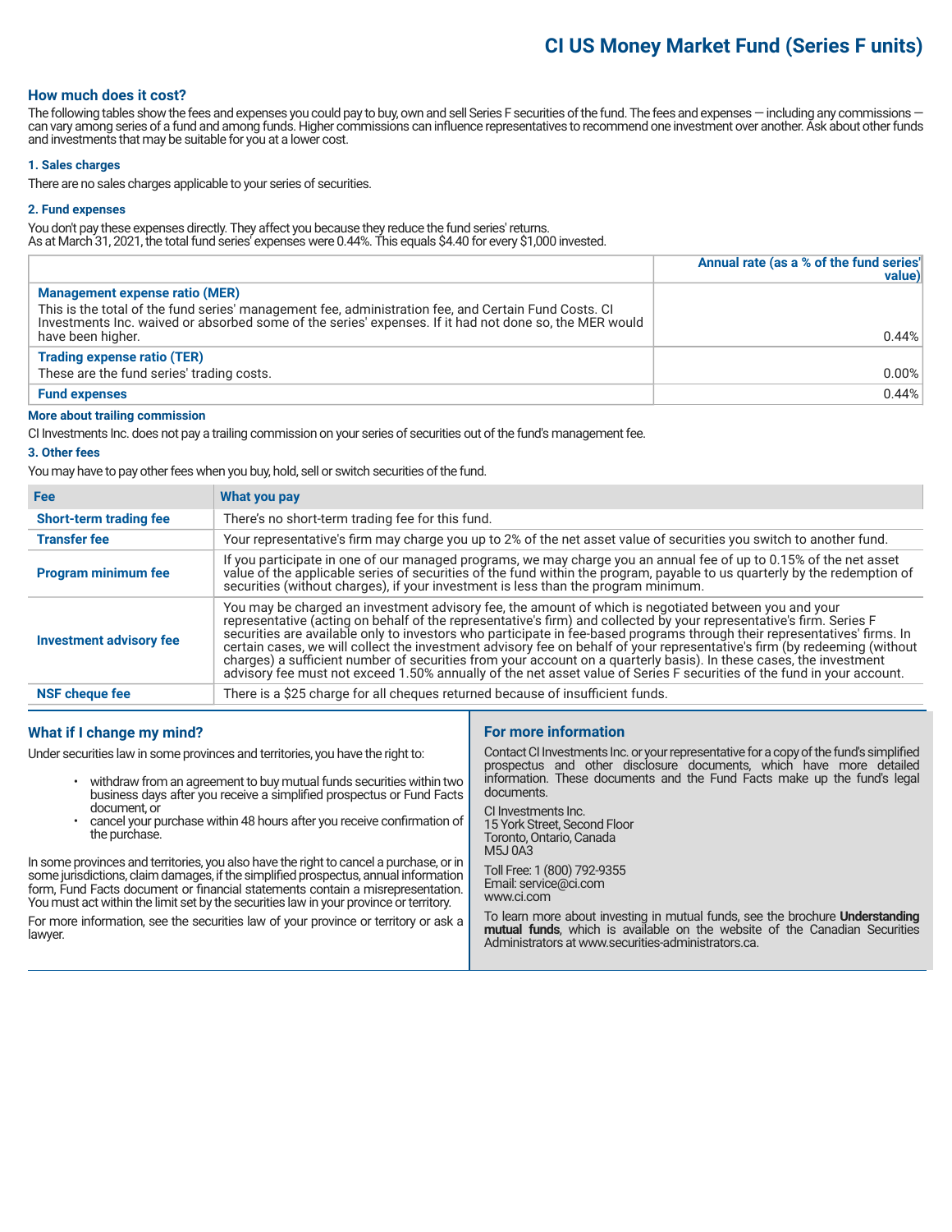# CI US Money Market Fund (Series F units)

## How much does it cost?

The following tables show the fees and expenses you could pay to buy, own and sell Series F securities of the fund. The fees and expenses — including any commissions — can vary among series of a fund and among funds. Higher commissions can influence representatives to recommend one investment over another. Ask about other funds and investments that may be suitable for you at a lower cost.

### 1. Sales charges

There are no sales charges applicable to your series of securities.

### 2. Fund expenses

You don't pay these expenses directly. They affect you because they reduce the fund series' returns.
As at March 31, 2021, the total fund series' expenses were 0.44%. This equals $4.40 for every $1,000 invested.

| | Annual rate (as a % of the fund series' value) |
|---|---|
| **Management expense ratio (MER)**<br>This is the total of the fund series' management fee, administration fee, and Certain Fund Costs. CI Investments Inc. waived or absorbed some of the series' expenses. If it had not done so, the MER would have been higher. | 0.44% |
| **Trading expense ratio (TER)**<br>These are the fund series' trading costs. | 0.00% |
| **Fund expenses** | 0.44% |

#### More about trailing commission

CI Investments Inc. does not pay a trailing commission on your series of securities out of the fund's management fee.

### 3. Other fees

You may have to pay other fees when you buy, hold, sell or switch securities of the fund.

| Fee | What you pay |
|---|---|
| **Short-term trading fee** | There's no short-term trading fee for this fund. |
| **Transfer fee** | Your representative's firm may charge you up to 2% of the net asset value of securities you switch to another fund. |
| **Program minimum fee** | If you participate in one of our managed programs, we may charge you an annual fee of up to 0.15% of the net asset value of the applicable series of securities of the fund within the program, payable to us quarterly by the redemption of securities (without charges), if your investment is less than the program minimum. |
| **Investment advisory fee** | You may be charged an investment advisory fee, the amount of which is negotiated between you and your representative (acting on behalf of the representative's firm) and collected by your representative's firm. Series F securities are available only to investors who participate in fee-based programs through their representatives' firms. In certain cases, we will collect the investment advisory fee on behalf of your representative's firm (by redeeming (without charges) a sufficient number of securities from your account on a quarterly basis). In these cases, the investment advisory fee must not exceed 1.50% annually of the net asset value of Series F securities of the fund in your account. |
| **NSF cheque fee** | There is a $25 charge for all cheques returned because of insufficient funds. |

## What if I change my mind?

Under securities law in some provinces and territories, you have the right to:

- withdraw from an agreement to buy mutual funds securities within two business days after you receive a simplified prospectus or Fund Facts document, or
- cancel your purchase within 48 hours after you receive confirmation of the purchase.

In some provinces and territories, you also have the right to cancel a purchase, or in some jurisdictions, claim damages, if the simplified prospectus, annual information form, Fund Facts document or financial statements contain a misrepresentation. You must act within the limit set by the securities law in your province or territory.

For more information, see the securities law of your province or territory or ask a lawyer.

## For more information

Contact CI Investments Inc. or your representative for a copy of the fund's simplified prospectus and other disclosure documents, which have more detailed information. These documents and the Fund Facts make up the fund's legal documents.

CI Investments Inc.
15 York Street, Second Floor
Toronto, Ontario, Canada
M5J 0A3

Toll Free: 1 (800) 792-9355
Email: service@ci.com
www.ci.com

To learn more about investing in mutual funds, see the brochure **Understanding mutual funds**, which is available on the website of the Canadian Securities Administrators at www.securities-administrators.ca.